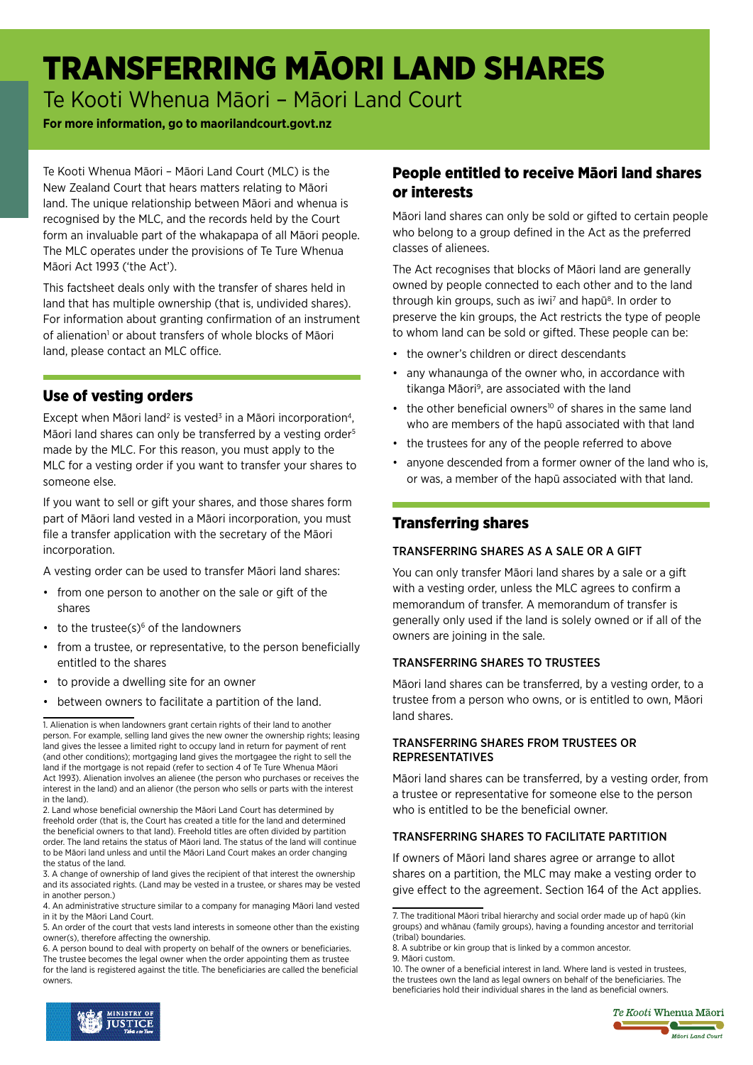# TRANSFERRING MĀORI LAND SHARES

Te Kooti Whenua Māori – Māori Land Court

**For more information, go to maorilandcourt.govt.nz**

Te Kooti Whenua Māori – Māori Land Court (MLC) is the New Zealand Court that hears matters relating to Māori land. The unique relationship between Māori and whenua is recognised by the MLC, and the records held by the Court form an invaluable part of the whakapapa of all Māori people. The MLC operates under the provisions of Te Ture Whenua Māori Act 1993 ('the Act').

This factsheet deals only with the transfer of shares held in land that has multiple ownership (that is, undivided shares). For information about granting confirmation of an instrument of alienation[1] or about transfers of whole blocks of Māori land, please contact an MLC office.

## Use of vesting orders

Except when Māori land[2] is vested[3] in a Māori incorporation[4], Māori land shares can only be transferred by a vesting order[5] made by the MLC. For this reason, you must apply to the MLC for a vesting order if you want to transfer your shares to someone else.

If you want to sell or gift your shares, and those shares form part of Māori land vested in a Māori incorporation, you must file a transfer application with the secretary of the Māori incorporation.

A vesting order can be used to transfer Māori land shares:

- from one person to another on the sale or gift of the shares
- to the trustee(s)[6] of the landowners
- from a trustee, or representative, to the person beneficially entitled to the shares
- to provide a dwelling site for an owner
- between owners to facilitate a partition of the land.

1. Alienation is when landowners grant certain rights of their land to another person. For example, selling land gives the new owner the ownership rights; leasing land gives the lessee a limited right to occupy land in return for payment of rent (and other conditions); mortgaging land gives the mortgagee the right to sell the land if the mortgage is not repaid (refer to section 4 of Te Ture Whenua Māori Act 1993). Alienation involves an alienee (the person who purchases or receives the interest in the land) and an alienor (the person who sells or parts with the interest in the land).
2. Land whose beneficial ownership the Māori Land Court has determined by freehold order (that is, the Court has created a title for the land and determined the beneficial owners to that land). Freehold titles are often divided by partition order. The land retains the status of Māori land. The status of the land will continue to be Māori land unless and until the Māori Land Court makes an order changing the status of the land.
3. A change of ownership of land gives the recipient of that interest the ownership and its associated rights. (Land may be vested in a trustee, or shares may be vested in another person.)
4. An administrative structure similar to a company for managing Māori land vested in it by the Māori Land Court.
5. An order of the court that vests land interests in someone other than the existing owner(s), therefore affecting the ownership.
6. A person bound to deal with property on behalf of the owners or beneficiaries. The trustee becomes the legal owner when the order appointing them as trustee for the land is registered against the title. The beneficiaries are called the beneficial owners.

## People entitled to receive Māori land shares or interests

Māori land shares can only be sold or gifted to certain people who belong to a group defined in the Act as the preferred classes of alienees.

The Act recognises that blocks of Māori land are generally owned by people connected to each other and to the land through kin groups, such as iwi[7] and hapū[8]. In order to preserve the kin groups, the Act restricts the type of people to whom land can be sold or gifted. These people can be:

- the owner's children or direct descendants
- any whanaunga of the owner who, in accordance with tikanga Māori[9], are associated with the land
- the other beneficial owners[10] of shares in the same land who are members of the hapū associated with that land
- the trustees for any of the people referred to above
- anyone descended from a former owner of the land who is, or was, a member of the hapū associated with that land.

## Transferring shares

### TRANSFERRING SHARES AS A SALE OR A GIFT

You can only transfer Māori land shares by a sale or a gift with a vesting order, unless the MLC agrees to confirm a memorandum of transfer. A memorandum of transfer is generally only used if the land is solely owned or if all of the owners are joining in the sale.

### TRANSFERRING SHARES TO TRUSTEES

Māori land shares can be transferred, by a vesting order, to a trustee from a person who owns, or is entitled to own, Māori land shares.

### TRANSFERRING SHARES FROM TRUSTEES OR REPRESENTATIVES

Māori land shares can be transferred, by a vesting order, from a trustee or representative for someone else to the person who is entitled to be the beneficial owner.

### TRANSFERRING SHARES TO FACILITATE PARTITION

If owners of Māori land shares agree or arrange to allot shares on a partition, the MLC may make a vesting order to give effect to the agreement. Section 164 of the Act applies.

7. The traditional Māori tribal hierarchy and social order made up of hapū (kin groups) and whānau (family groups), having a founding ancestor and territorial (tribal) boundaries.
8. A subtribe or kin group that is linked by a common ancestor.
9. Māori custom.
10. The owner of a beneficial interest in land. Where land is vested in trustees, the trustees own the land as legal owners on behalf of the beneficiaries. The beneficiaries hold their individual shares in the land as beneficial owners.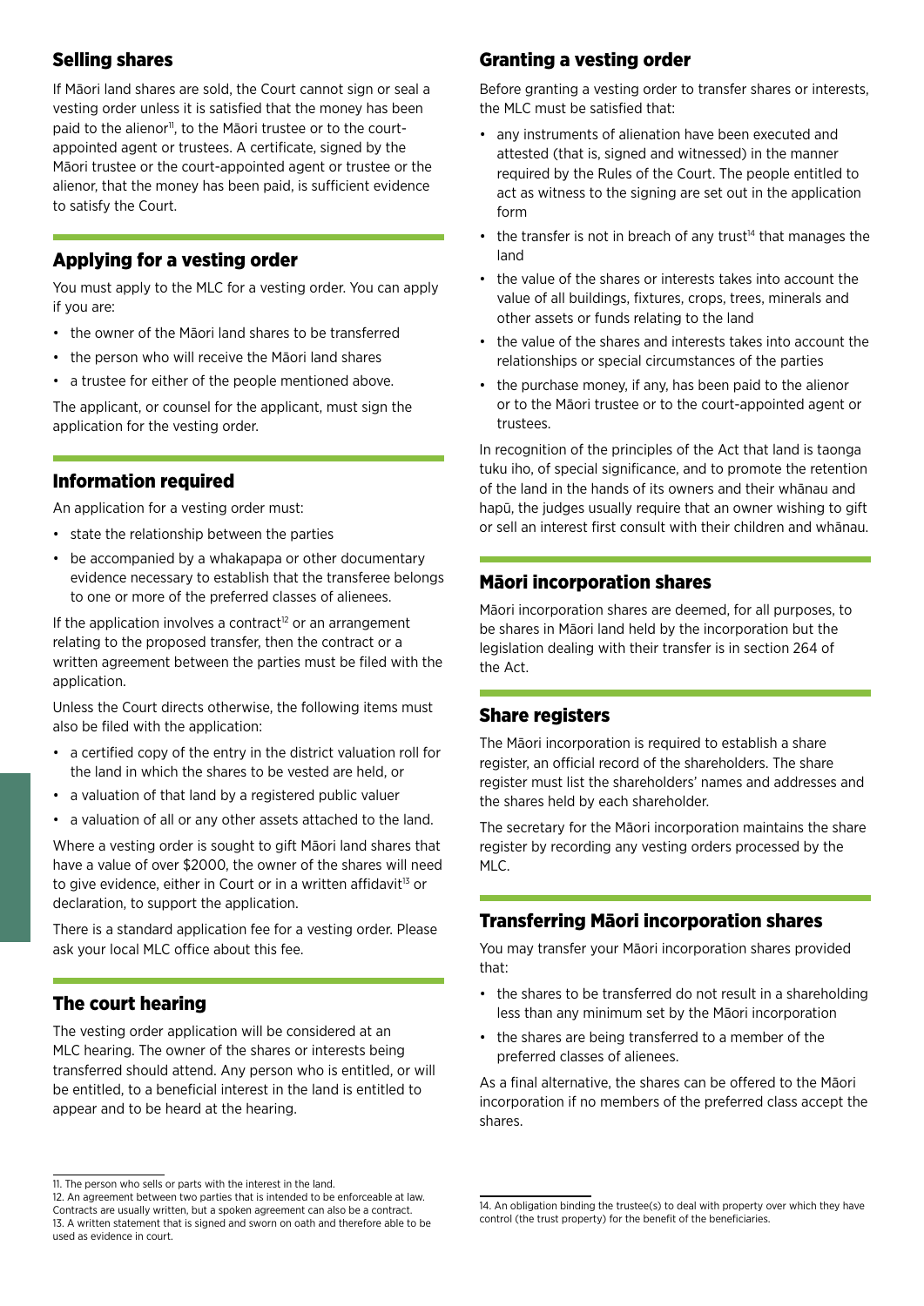## Selling shares

If Māori land shares are sold, the Court cannot sign or seal a vesting order unless it is satisfied that the money has been paid to the alienor[11], to the Māori trustee or to the court-appointed agent or trustees. A certificate, signed by the Māori trustee or the court-appointed agent or trustee or the alienor, that the money has been paid, is sufficient evidence to satisfy the Court.

## Applying for a vesting order

You must apply to the MLC for a vesting order. You can apply if you are:

- the owner of the Māori land shares to be transferred
- the person who will receive the Māori land shares
- a trustee for either of the people mentioned above.

The applicant, or counsel for the applicant, must sign the application for the vesting order.

## Information required

An application for a vesting order must:

- state the relationship between the parties
- be accompanied by a whakapapa or other documentary evidence necessary to establish that the transferee belongs to one or more of the preferred classes of alienees.

If the application involves a contract[12] or an arrangement relating to the proposed transfer, then the contract or a written agreement between the parties must be filed with the application.

Unless the Court directs otherwise, the following items must also be filed with the application:

- a certified copy of the entry in the district valuation roll for the land in which the shares to be vested are held, or
- a valuation of that land by a registered public valuer
- a valuation of all or any other assets attached to the land.

Where a vesting order is sought to gift Māori land shares that have a value of over $2000, the owner of the shares will need to give evidence, either in Court or in a written affidavit[13] or declaration, to support the application.

There is a standard application fee for a vesting order. Please ask your local MLC office about this fee.

## The court hearing

The vesting order application will be considered at an MLC hearing. The owner of the shares or interests being transferred should attend. Any person who is entitled, or will be entitled, to a beneficial interest in the land is entitled to appear and to be heard at the hearing.

## Granting a vesting order

Before granting a vesting order to transfer shares or interests, the MLC must be satisfied that:

- any instruments of alienation have been executed and attested (that is, signed and witnessed) in the manner required by the Rules of the Court. The people entitled to act as witness to the signing are set out in the application form
- the transfer is not in breach of any trust[14] that manages the land
- the value of the shares or interests takes into account the value of all buildings, fixtures, crops, trees, minerals and other assets or funds relating to the land
- the value of the shares and interests takes into account the relationships or special circumstances of the parties
- the purchase money, if any, has been paid to the alienor or to the Māori trustee or to the court-appointed agent or trustees.

In recognition of the principles of the Act that land is taonga tuku iho, of special significance, and to promote the retention of the land in the hands of its owners and their whānau and hapū, the judges usually require that an owner wishing to gift or sell an interest first consult with their children and whānau.

## Māori incorporation shares

Māori incorporation shares are deemed, for all purposes, to be shares in Māori land held by the incorporation but the legislation dealing with their transfer is in section 264 of the Act.

## Share registers

The Māori incorporation is required to establish a share register, an official record of the shareholders. The share register must list the shareholders' names and addresses and the shares held by each shareholder.

The secretary for the Māori incorporation maintains the share register by recording any vesting orders processed by the MLC.

## Transferring Māori incorporation shares

You may transfer your Māori incorporation shares provided that:

- the shares to be transferred do not result in a shareholding less than any minimum set by the Māori incorporation
- the shares are being transferred to a member of the preferred classes of alienees.

As a final alternative, the shares can be offered to the Māori incorporation if no members of the preferred class accept the shares.

---

11. The person who sells or parts with the interest in the land.

12. An agreement between two parties that is intended to be enforceable at law. Contracts are usually written, but a spoken agreement can also be a contract.

13. A written statement that is signed and sworn on oath and therefore able to be used as evidence in court.

14. An obligation binding the trustee(s) to deal with property over which they have control (the trust property) for the benefit of the beneficiaries.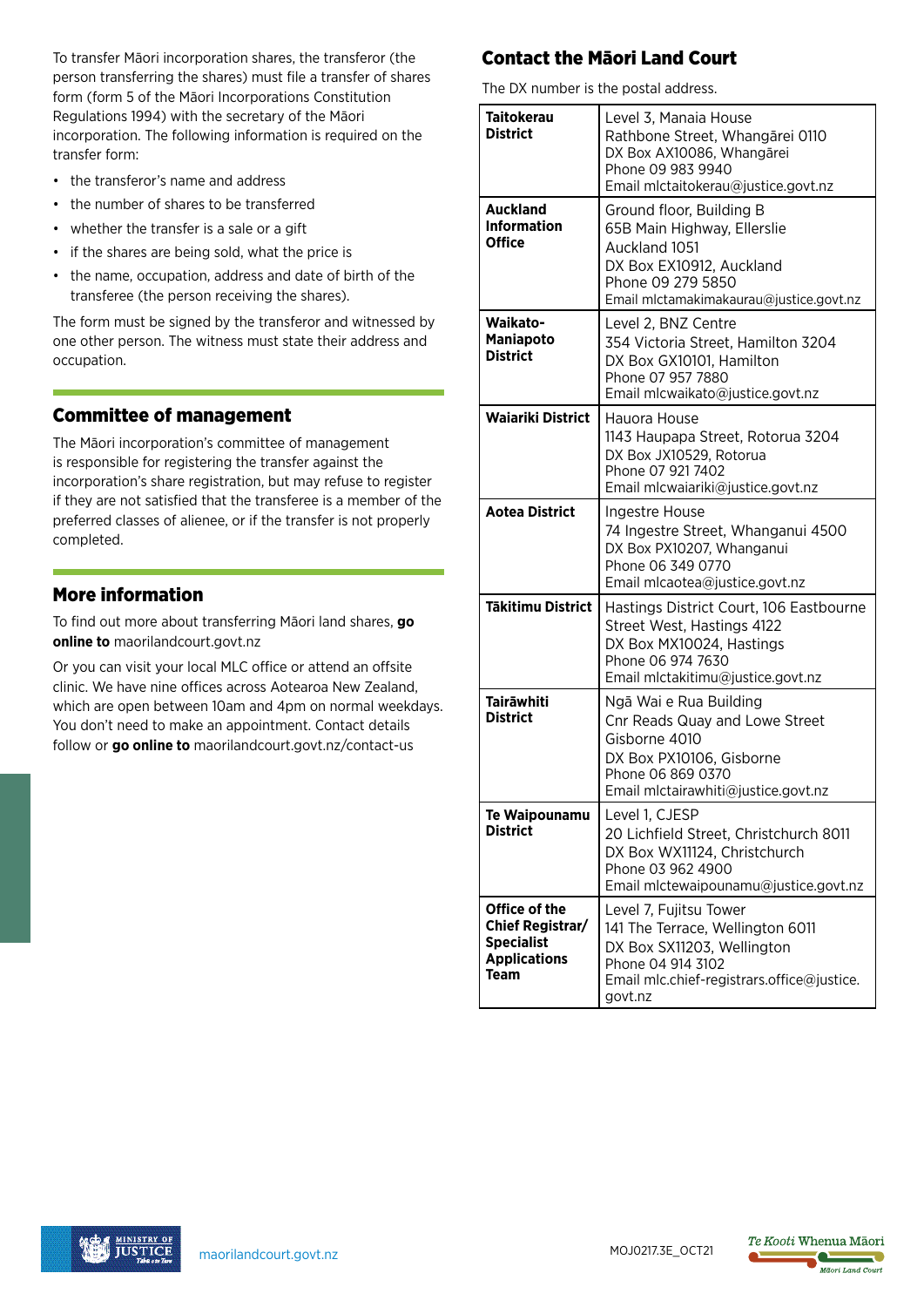To transfer Māori incorporation shares, the transferor (the person transferring the shares) must file a transfer of shares form (form 5 of the Māori Incorporations Constitution Regulations 1994) with the secretary of the Māori incorporation. The following information is required on the transfer form:

- the transferor's name and address
- the number of shares to be transferred
- whether the transfer is a sale or a gift
- if the shares are being sold, what the price is
- the name, occupation, address and date of birth of the transferee (the person receiving the shares).

The form must be signed by the transferor and witnessed by one other person. The witness must state their address and occupation.

## Committee of management

The Māori incorporation's committee of management is responsible for registering the transfer against the incorporation's share registration, but may refuse to register if they are not satisfied that the transferee is a member of the preferred classes of alienee, or if the transfer is not properly completed.

## More information

To find out more about transferring Māori land shares, **go online to** maorilandcourt.govt.nz

Or you can visit your local MLC office or attend an offsite clinic. We have nine offices across Aotearoa New Zealand, which are open between 10am and 4pm on normal weekdays. You don't need to make an appointment. Contact details follow or **go online to** maorilandcourt.govt.nz/contact-us

## Contact the Māori Land Court

The DX number is the postal address.

| | |
|---|---|
| **Taitokerau District** | Level 3, Manaia House<br>Rathbone Street, Whangārei 0110<br>DX Box AX10086, Whangārei<br>Phone 09 983 9940<br>Email mlctaitokerau@justice.govt.nz |
| **Auckland Information Office** | Ground floor, Building B<br>65B Main Highway, Ellerslie<br>Auckland 1051<br>DX Box EX10912, Auckland<br>Phone 09 279 5850<br>Email mlctamakimakaurau@justice.govt.nz |
| **Waikato-Maniapoto District** | Level 2, BNZ Centre<br>354 Victoria Street, Hamilton 3204<br>DX Box GX10101, Hamilton<br>Phone 07 957 7880<br>Email mlcwaikato@justice.govt.nz |
| **Waiariki District** | Hauora House<br>1143 Haupapa Street, Rotorua 3204<br>DX Box JX10529, Rotorua<br>Phone 07 921 7402<br>Email mlcwaiariki@justice.govt.nz |
| **Aotea District** | Ingestre House<br>74 Ingestre Street, Whanganui 4500<br>DX Box PX10207, Whanganui<br>Phone 06 349 0770<br>Email mlcaotea@justice.govt.nz |
| **Tākitimu District** | Hastings District Court, 106 Eastbourne Street West, Hastings 4122<br>DX Box MX10024, Hastings<br>Phone 06 974 7630<br>Email mlctakitimu@justice.govt.nz |
| **Tairāwhiti District** | Ngā Wai e Rua Building<br>Cnr Reads Quay and Lowe Street<br>Gisborne 4010<br>DX Box PX10106, Gisborne<br>Phone 06 869 0370<br>Email mlctairawhiti@justice.govt.nz |
| **Te Waipounamu District** | Level 1, CJESP<br>20 Lichfield Street, Christchurch 8011<br>DX Box WX11124, Christchurch<br>Phone 03 962 4900<br>Email mlctewaipounamu@justice.govt.nz |
| **Office of the Chief Registrar/ Specialist Applications Team** | Level 7, Fujitsu Tower<br>141 The Terrace, Wellington 6011<br>DX Box SX11203, Wellington<br>Phone 04 914 3102<br>Email mlc.chief-registrars.office@justice.govt.nz |

maorilandcourt.govt.nz

MOJ0217.3E_OCT21